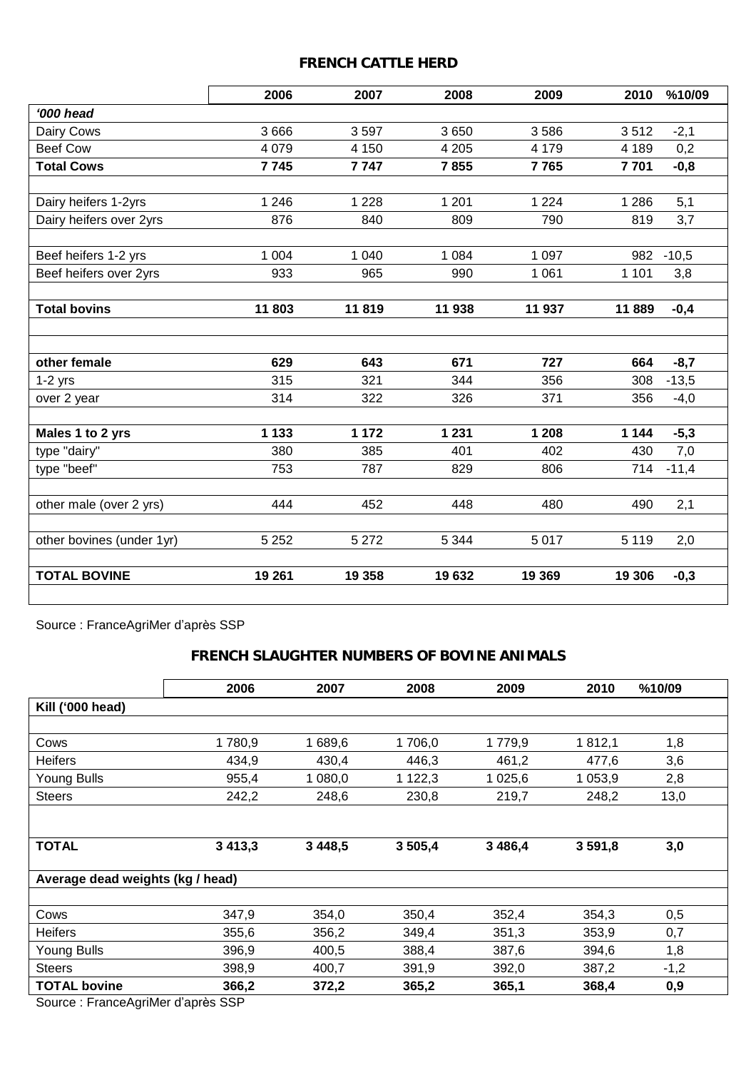## FRENCH CATTLE HERD

| | 2006 | 2007 | 2008 | 2009 | 2010 | %10/09 |
|---|---|---|---|---|---|---|
| ***'000 head*** | | | | | | |
| Dairy Cows | 3 666 | 3 597 | 3 650 | 3 586 | 3 512 | -2,1 |
| Beef Cow | 4 079 | 4 150 | 4 205 | 4 179 | 4 189 | 0,2 |
| **Total Cows** | **7 745** | **7 747** | **7 855** | **7 765** | **7 701** | **-0,8** |
| | | | | | | |
| Dairy heifers 1-2yrs | 1 246 | 1 228 | 1 201 | 1 224 | 1 286 | 5,1 |
| Dairy heifers over 2yrs | 876 | 840 | 809 | 790 | 819 | 3,7 |
| | | | | | | |
| Beef heifers 1-2 yrs | 1 004 | 1 040 | 1 084 | 1 097 | 982 | -10,5 |
| Beef heifers over 2yrs | 933 | 965 | 990 | 1 061 | 1 101 | 3,8 |
| | | | | | | |
| **Total bovins** | **11 803** | **11 819** | **11 938** | **11 937** | **11 889** | **-0,4** |
| | | | | | | |
| | | | | | | |
| **other female** | **629** | **643** | **671** | **727** | **664** | **-8,7** |
| 1-2 yrs | 315 | 321 | 344 | 356 | 308 | -13,5 |
| over 2 year | 314 | 322 | 326 | 371 | 356 | -4,0 |
| | | | | | | |
| **Males 1 to 2 yrs** | **1 133** | **1 172** | **1 231** | **1 208** | **1 144** | **-5,3** |
| type "dairy" | 380 | 385 | 401 | 402 | 430 | 7,0 |
| type "beef" | 753 | 787 | 829 | 806 | 714 | -11,4 |
| | | | | | | |
| other male (over 2 yrs) | 444 | 452 | 448 | 480 | 490 | 2,1 |
| | | | | | | |
| other bovines (under 1yr) | 5 252 | 5 272 | 5 344 | 5 017 | 5 119 | 2,0 |
| | | | | | | |
| **TOTAL BOVINE** | **19 261** | **19 358** | **19 632** | **19 369** | **19 306** | **-0,3** |

Source : FranceAgriMer d'après SSP

## FRENCH SLAUGHTER NUMBERS OF BOVINE ANIMALS

| | 2006 | 2007 | 2008 | 2009 | 2010 | %10/09 |
|---|---|---|---|---|---|---|
| **Kill ('000 head)** | | | | | | |
| | | | | | | |
| Cows | 1 780,9 | 1 689,6 | 1 706,0 | 1 779,9 | 1 812,1 | 1,8 |
| Heifers | 434,9 | 430,4 | 446,3 | 461,2 | 477,6 | 3,6 |
| Young Bulls | 955,4 | 1 080,0 | 1 122,3 | 1 025,6 | 1 053,9 | 2,8 |
| Steers | 242,2 | 248,6 | 230,8 | 219,7 | 248,2 | 13,0 |
| | | | | | | |
| **TOTAL** | **3 413,3** | **3 448,5** | **3 505,4** | **3 486,4** | **3 591,8** | **3,0** |
| | | | | | | |
| **Average dead weights (kg / head)** | | | | | | |
| | | | | | | |
| Cows | 347,9 | 354,0 | 350,4 | 352,4 | 354,3 | 0,5 |
| Heifers | 355,6 | 356,2 | 349,4 | 351,3 | 353,9 | 0,7 |
| Young Bulls | 396,9 | 400,5 | 388,4 | 387,6 | 394,6 | 1,8 |
| Steers | 398,9 | 400,7 | 391,9 | 392,0 | 387,2 | -1,2 |
| **TOTAL bovine** | **366,2** | **372,2** | **365,2** | **365,1** | **368,4** | **0,9** |

Source : FranceAgriMer d'après SSP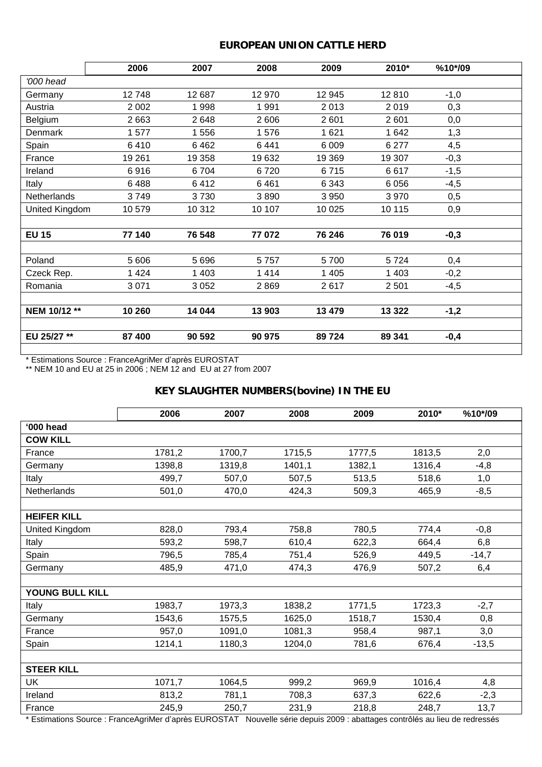## EUROPEAN UNION CATTLE HERD

| | 2006 | 2007 | 2008 | 2009 | 2010* | %10*/09 |
|---|---|---|---|---|---|---|
| *'000 head* | | | | | | |
| Germany | 12 748 | 12 687 | 12 970 | 12 945 | 12 810 | -1,0 |
| Austria | 2 002 | 1 998 | 1 991 | 2 013 | 2 019 | 0,3 |
| Belgium | 2 663 | 2 648 | 2 606 | 2 601 | 2 601 | 0,0 |
| Denmark | 1 577 | 1 556 | 1 576 | 1 621 | 1 642 | 1,3 |
| Spain | 6 410 | 6 462 | 6 441 | 6 009 | 6 277 | 4,5 |
| France | 19 261 | 19 358 | 19 632 | 19 369 | 19 307 | -0,3 |
| Ireland | 6 916 | 6 704 | 6 720 | 6 715 | 6 617 | -1,5 |
| Italy | 6 488 | 6 412 | 6 461 | 6 343 | 6 056 | -4,5 |
| Netherlands | 3 749 | 3 730 | 3 890 | 3 950 | 3 970 | 0,5 |
| United Kingdom | 10 579 | 10 312 | 10 107 | 10 025 | 10 115 | 0,9 |
| | | | | | | |
| **EU 15** | **77 140** | **76 548** | **77 072** | **76 246** | **76 019** | **-0,3** |
| | | | | | | |
| Poland | 5 606 | 5 696 | 5 757 | 5 700 | 5 724 | 0,4 |
| Czeck Rep. | 1 424 | 1 403 | 1 414 | 1 405 | 1 403 | -0,2 |
| Romania | 3 071 | 3 052 | 2 869 | 2 617 | 2 501 | -4,5 |
| | | | | | | |
| **NEM 10/12 \*\*** | **10 260** | **14 044** | **13 903** | **13 479** | **13 322** | **-1,2** |
| | | | | | | |
| **EU 25/27 \*\*** | **87 400** | **90 592** | **90 975** | **89 724** | **89 341** | **-0,4** |

\* Estimations Source : FranceAgriMer d'après EUROSTAT
\*\* NEM 10 and EU at 25 in 2006 ; NEM 12 and EU at 27 from 2007

## KEY SLAUGHTER NUMBERS(bovine) IN THE EU

| | 2006 | 2007 | 2008 | 2009 | 2010* | %10*/09 |
|---|---|---|---|---|---|---|
| **'000 head** | | | | | | |
| **COW KILL** | | | | | | |
| France | 1781,2 | 1700,7 | 1715,5 | 1777,5 | 1813,5 | 2,0 |
| Germany | 1398,8 | 1319,8 | 1401,1 | 1382,1 | 1316,4 | -4,8 |
| Italy | 499,7 | 507,0 | 507,5 | 513,5 | 518,6 | 1,0 |
| Netherlands | 501,0 | 470,0 | 424,3 | 509,3 | 465,9 | -8,5 |
| | | | | | | |
| **HEIFER KILL** | | | | | | |
| United Kingdom | 828,0 | 793,4 | 758,8 | 780,5 | 774,4 | -0,8 |
| Italy | 593,2 | 598,7 | 610,4 | 622,3 | 664,4 | 6,8 |
| Spain | 796,5 | 785,4 | 751,4 | 526,9 | 449,5 | -14,7 |
| Germany | 485,9 | 471,0 | 474,3 | 476,9 | 507,2 | 6,4 |
| | | | | | | |
| **YOUNG BULL KILL** | | | | | | |
| Italy | 1983,7 | 1973,3 | 1838,2 | 1771,5 | 1723,3 | -2,7 |
| Germany | 1543,6 | 1575,5 | 1625,0 | 1518,7 | 1530,4 | 0,8 |
| France | 957,0 | 1091,0 | 1081,3 | 958,4 | 987,1 | 3,0 |
| Spain | 1214,1 | 1180,3 | 1204,0 | 781,6 | 676,4 | -13,5 |
| | | | | | | |
| **STEER KILL** | | | | | | |
| UK | 1071,7 | 1064,5 | 999,2 | 969,9 | 1016,4 | 4,8 |
| Ireland | 813,2 | 781,1 | 708,3 | 637,3 | 622,6 | -2,3 |
| France | 245,9 | 250,7 | 231,9 | 218,8 | 248,7 | 13,7 |

\* Estimations Source : FranceAgriMer d'après EUROSTAT Nouvelle série depuis 2009 : abattages contrôlés au lieu de redressés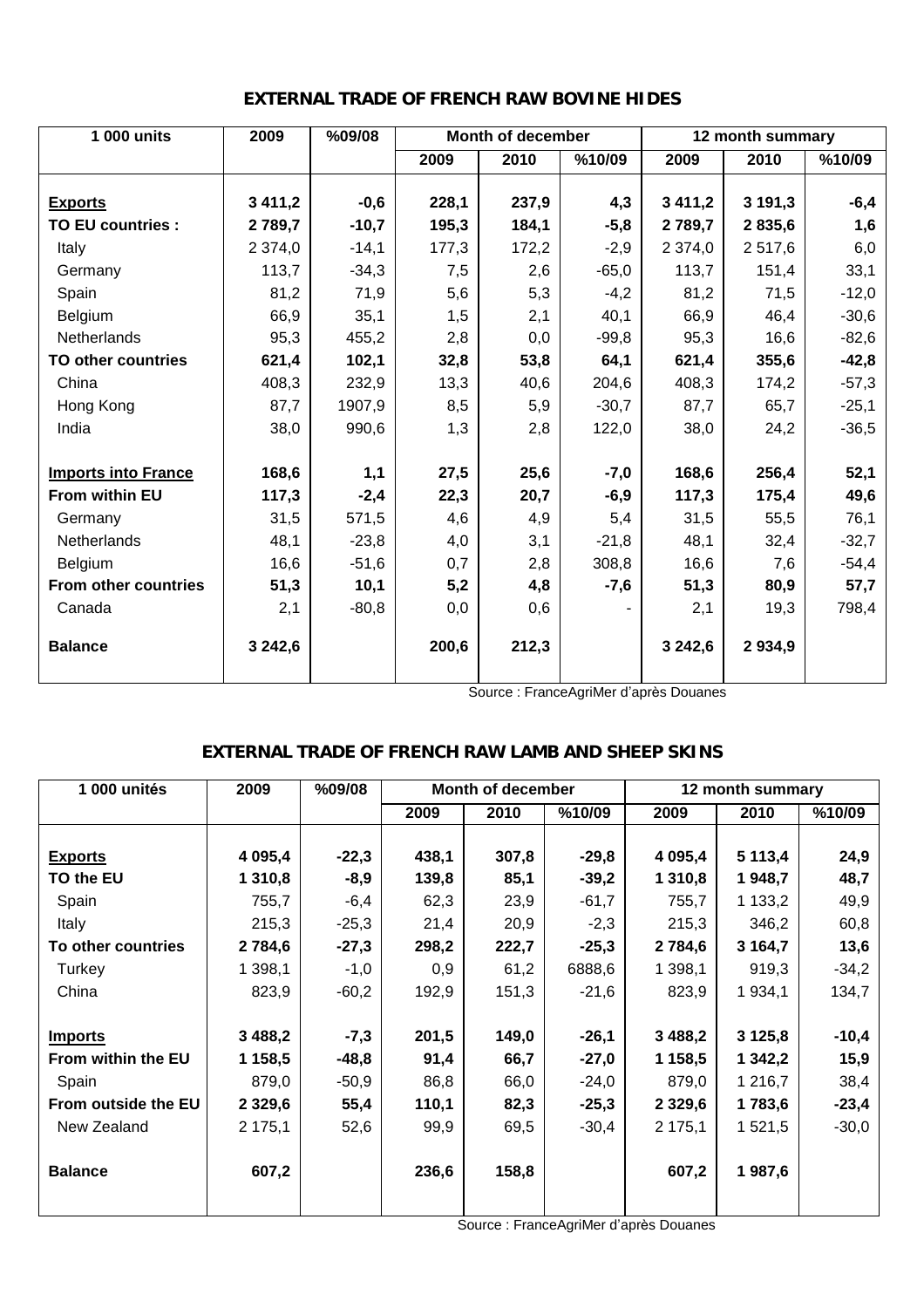## EXTERNAL TRADE OF FRENCH RAW BOVINE HIDES

| 1 000 units | 2009 | %09/08 | Month of december | | | 12 month summary | | |
|---|---|---|---|---|---|---|---|---|
| | | | 2009 | 2010 | %10/09 | 2009 | 2010 | %10/09 |
| **Exports** | **3 411,2** | **-0,6** | **228,1** | **237,9** | **4,3** | **3 411,2** | **3 191,3** | **-6,4** |
| **TO EU countries :** | **2 789,7** | **-10,7** | **195,3** | **184,1** | **-5,8** | **2 789,7** | **2 835,6** | **1,6** |
| Italy | 2 374,0 | -14,1 | 177,3 | 172,2 | -2,9 | 2 374,0 | 2 517,6 | 6,0 |
| Germany | 113,7 | -34,3 | 7,5 | 2,6 | -65,0 | 113,7 | 151,4 | 33,1 |
| Spain | 81,2 | 71,9 | 5,6 | 5,3 | -4,2 | 81,2 | 71,5 | -12,0 |
| Belgium | 66,9 | 35,1 | 1,5 | 2,1 | 40,1 | 66,9 | 46,4 | -30,6 |
| Netherlands | 95,3 | 455,2 | 2,8 | 0,0 | -99,8 | 95,3 | 16,6 | -82,6 |
| **TO other countries** | **621,4** | **102,1** | **32,8** | **53,8** | **64,1** | **621,4** | **355,6** | **-42,8** |
| China | 408,3 | 232,9 | 13,3 | 40,6 | 204,6 | 408,3 | 174,2 | -57,3 |
| Hong Kong | 87,7 | 1907,9 | 8,5 | 5,9 | -30,7 | 87,7 | 65,7 | -25,1 |
| India | 38,0 | 990,6 | 1,3 | 2,8 | 122,0 | 38,0 | 24,2 | -36,5 |
| **Imports into France** | **168,6** | **1,1** | **27,5** | **25,6** | **-7,0** | **168,6** | **256,4** | **52,1** |
| **From within EU** | **117,3** | **-2,4** | **22,3** | **20,7** | **-6,9** | **117,3** | **175,4** | **49,6** |
| Germany | 31,5 | 571,5 | 4,6 | 4,9 | 5,4 | 31,5 | 55,5 | 76,1 |
| Netherlands | 48,1 | -23,8 | 4,0 | 3,1 | -21,8 | 48,1 | 32,4 | -32,7 |
| Belgium | 16,6 | -51,6 | 0,7 | 2,8 | 308,8 | 16,6 | 7,6 | -54,4 |
| **From other countries** | **51,3** | **10,1** | **5,2** | **4,8** | **-7,6** | **51,3** | **80,9** | **57,7** |
| Canada | 2,1 | -80,8 | 0,0 | 0,6 | - | 2,1 | 19,3 | 798,4 |
| **Balance** | **3 242,6** | | **200,6** | **212,3** | | **3 242,6** | **2 934,9** | |

Source : FranceAgriMer d'après Douanes

## EXTERNAL TRADE OF FRENCH RAW LAMB AND SHEEP SKINS

| 1 000 unités | 2009 | %09/08 | Month of december | | | 12 month summary | | |
|---|---|---|---|---|---|---|---|---|
| | | | 2009 | 2010 | %10/09 | 2009 | 2010 | %10/09 |
| **Exports** | **4 095,4** | **-22,3** | **438,1** | **307,8** | **-29,8** | **4 095,4** | **5 113,4** | **24,9** |
| **TO the EU** | **1 310,8** | **-8,9** | **139,8** | **85,1** | **-39,2** | **1 310,8** | **1 948,7** | **48,7** |
| Spain | 755,7 | -6,4 | 62,3 | 23,9 | -61,7 | 755,7 | 1 133,2 | 49,9 |
| Italy | 215,3 | -25,3 | 21,4 | 20,9 | -2,3 | 215,3 | 346,2 | 60,8 |
| **To other countries** | **2 784,6** | **-27,3** | **298,2** | **222,7** | **-25,3** | **2 784,6** | **3 164,7** | **13,6** |
| Turkey | 1 398,1 | -1,0 | 0,9 | 61,2 | 6888,6 | 1 398,1 | 919,3 | -34,2 |
| China | 823,9 | -60,2 | 192,9 | 151,3 | -21,6 | 823,9 | 1 934,1 | 134,7 |
| **Imports** | **3 488,2** | **-7,3** | **201,5** | **149,0** | **-26,1** | **3 488,2** | **3 125,8** | **-10,4** |
| **From within the EU** | **1 158,5** | **-48,8** | **91,4** | **66,7** | **-27,0** | **1 158,5** | **1 342,2** | **15,9** |
| Spain | 879,0 | -50,9 | 86,8 | 66,0 | -24,0 | 879,0 | 1 216,7 | 38,4 |
| **From outside the EU** | **2 329,6** | **55,4** | **110,1** | **82,3** | **-25,3** | **2 329,6** | **1 783,6** | **-23,4** |
| New Zealand | 2 175,1 | 52,6 | 99,9 | 69,5 | -30,4 | 2 175,1 | 1 521,5 | -30,0 |
| **Balance** | **607,2** | | **236,6** | **158,8** | | **607,2** | **1 987,6** | |

Source : FranceAgriMer d'après Douanes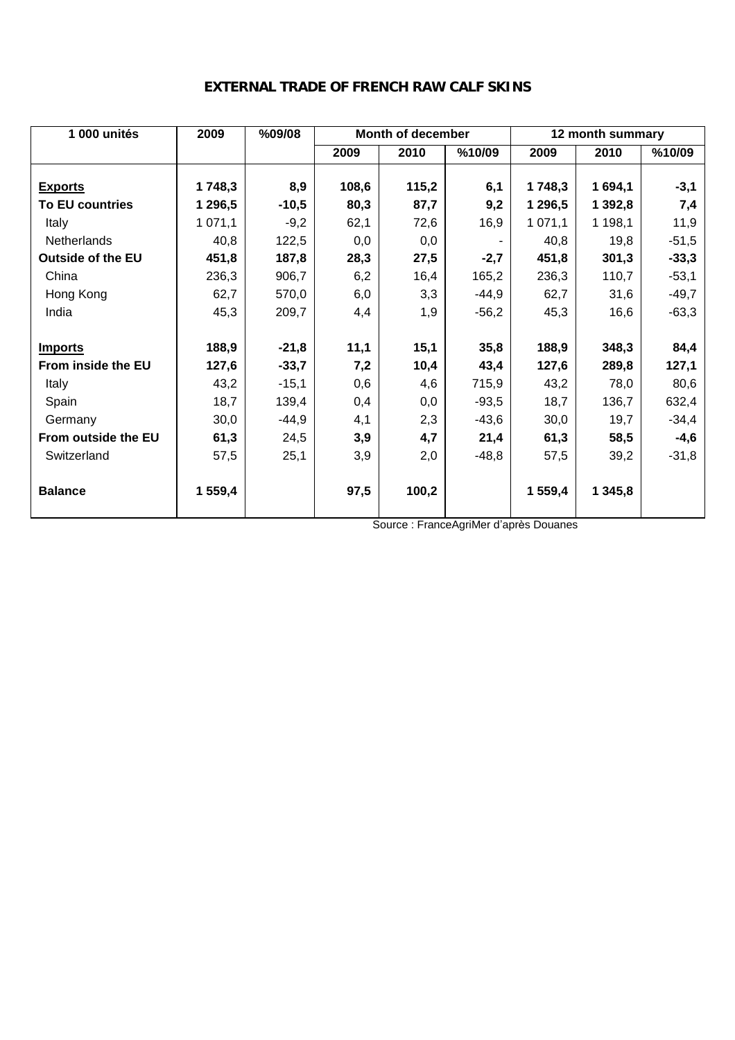## EXTERNAL TRADE OF FRENCH RAW CALF SKINS

| 1 000 unités | 2009 | %09/08 | Month of december | | | 12 month summary | | |
|---|---|---|---|---|---|---|---|---|
| | | | 2009 | 2010 | %10/09 | 2009 | 2010 | %10/09 |
| **Exports** | **1 748,3** | **8,9** | **108,6** | **115,2** | **6,1** | **1 748,3** | **1 694,1** | **-3,1** |
| **To EU countries** | **1 296,5** | **-10,5** | **80,3** | **87,7** | **9,2** | **1 296,5** | **1 392,8** | **7,4** |
| Italy | 1 071,1 | -9,2 | 62,1 | 72,6 | 16,9 | 1 071,1 | 1 198,1 | 11,9 |
| Netherlands | 40,8 | 122,5 | 0,0 | 0,0 | - | 40,8 | 19,8 | -51,5 |
| **Outside of the EU** | **451,8** | **187,8** | **28,3** | **27,5** | **-2,7** | **451,8** | **301,3** | **-33,3** |
| China | 236,3 | 906,7 | 6,2 | 16,4 | 165,2 | 236,3 | 110,7 | -53,1 |
| Hong Kong | 62,7 | 570,0 | 6,0 | 3,3 | -44,9 | 62,7 | 31,6 | -49,7 |
| India | 45,3 | 209,7 | 4,4 | 1,9 | -56,2 | 45,3 | 16,6 | -63,3 |
| **Imports** | **188,9** | **-21,8** | **11,1** | **15,1** | **35,8** | **188,9** | **348,3** | **84,4** |
| **From inside the EU** | **127,6** | **-33,7** | **7,2** | **10,4** | **43,4** | **127,6** | **289,8** | **127,1** |
| Italy | 43,2 | -15,1 | 0,6 | 4,6 | 715,9 | 43,2 | 78,0 | 80,6 |
| Spain | 18,7 | 139,4 | 0,4 | 0,0 | -93,5 | 18,7 | 136,7 | 632,4 |
| Germany | 30,0 | -44,9 | 4,1 | 2,3 | -43,6 | 30,0 | 19,7 | -34,4 |
| **From outside the EU** | **61,3** | 24,5 | **3,9** | **4,7** | **21,4** | **61,3** | **58,5** | **-4,6** |
| Switzerland | 57,5 | 25,1 | 3,9 | 2,0 | -48,8 | 57,5 | 39,2 | -31,8 |
| **Balance** | **1 559,4** | | **97,5** | **100,2** | | **1 559,4** | **1 345,8** | |

Source : FranceAgriMer d'après Douanes